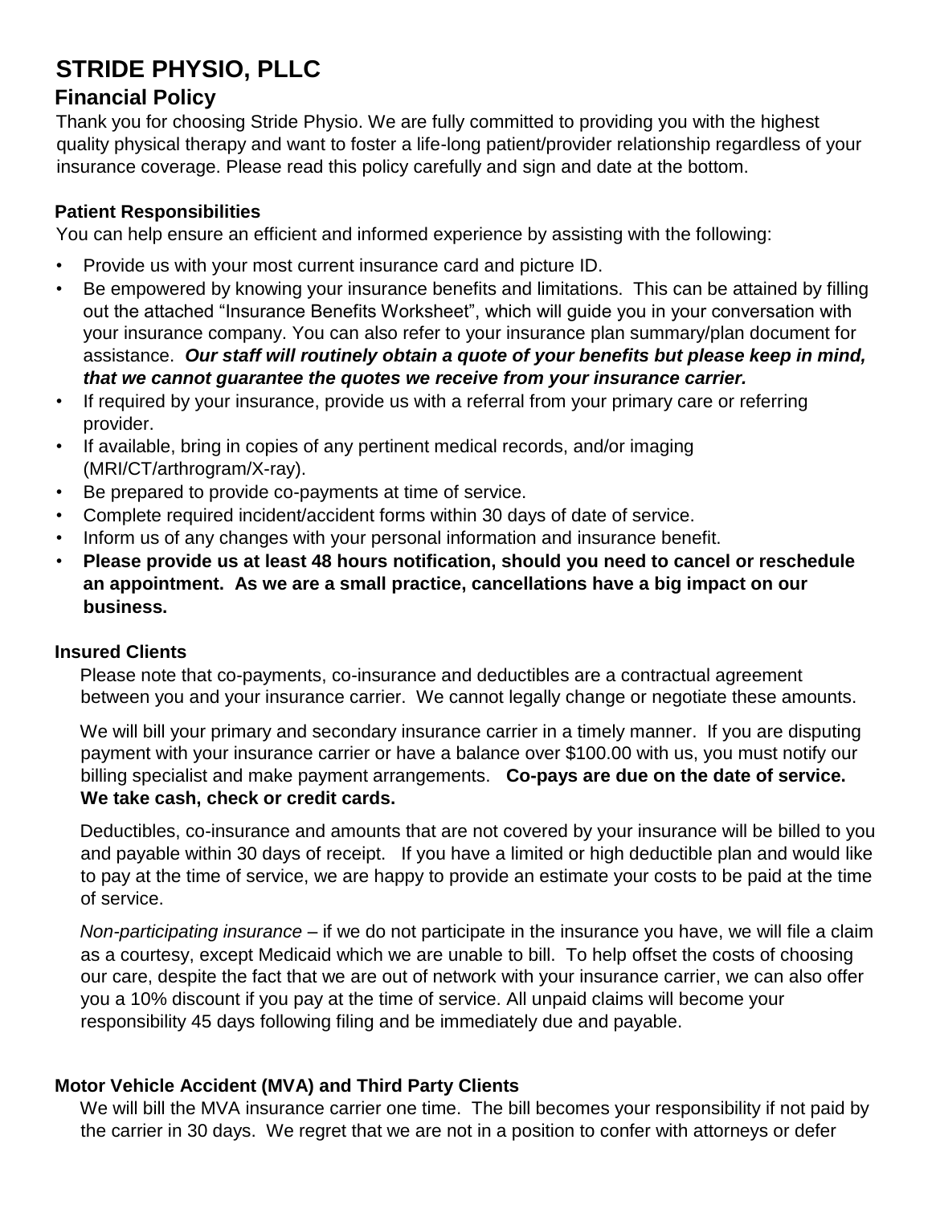# STRIDE PHYSIO, PLLC

## Financial Policy

Thank you for choosing Stride Physio. We are fully committed to providing you with the highest quality physical therapy and want to foster a life-long patient/provider relationship regardless of your insurance coverage. Please read this policy carefully and sign and date at the bottom.

### Patient Responsibilities

You can help ensure an efficient and informed experience by assisting with the following:

- Provide us with your most current insurance card and picture ID.
- Be empowered by knowing your insurance benefits and limitations. This can be attained by filling out the attached "Insurance Benefits Worksheet", which will guide you in your conversation with your insurance company. You can also refer to your insurance plan summary/plan document for assistance. ***Our staff will routinely obtain a quote of your benefits but please keep in mind, that we cannot guarantee the quotes we receive from your insurance carrier.***
- If required by your insurance, provide us with a referral from your primary care or referring provider.
- If available, bring in copies of any pertinent medical records, and/or imaging (MRI/CT/arthrogram/X-ray).
- Be prepared to provide co-payments at time of service.
- Complete required incident/accident forms within 30 days of date of service.
- Inform us of any changes with your personal information and insurance benefit.
- **Please provide us at least 48 hours notification, should you need to cancel or reschedule an appointment. As we are a small practice, cancellations have a big impact on our business.**

### Insured Clients

Please note that co-payments, co-insurance and deductibles are a contractual agreement between you and your insurance carrier. We cannot legally change or negotiate these amounts.

We will bill your primary and secondary insurance carrier in a timely manner. If you are disputing payment with your insurance carrier or have a balance over $100.00 with us, you must notify our billing specialist and make payment arrangements. **Co-pays are due on the date of service. We take cash, check or credit cards.**

Deductibles, co-insurance and amounts that are not covered by your insurance will be billed to you and payable within 30 days of receipt. If you have a limited or high deductible plan and would like to pay at the time of service, we are happy to provide an estimate your costs to be paid at the time of service.

*Non-participating insurance* – if we do not participate in the insurance you have, we will file a claim as a courtesy, except Medicaid which we are unable to bill. To help offset the costs of choosing our care, despite the fact that we are out of network with your insurance carrier, we can also offer you a 10% discount if you pay at the time of service. All unpaid claims will become your responsibility 45 days following filing and be immediately due and payable.

### Motor Vehicle Accident (MVA) and Third Party Clients

We will bill the MVA insurance carrier one time. The bill becomes your responsibility if not paid by the carrier in 30 days. We regret that we are not in a position to confer with attorneys or defer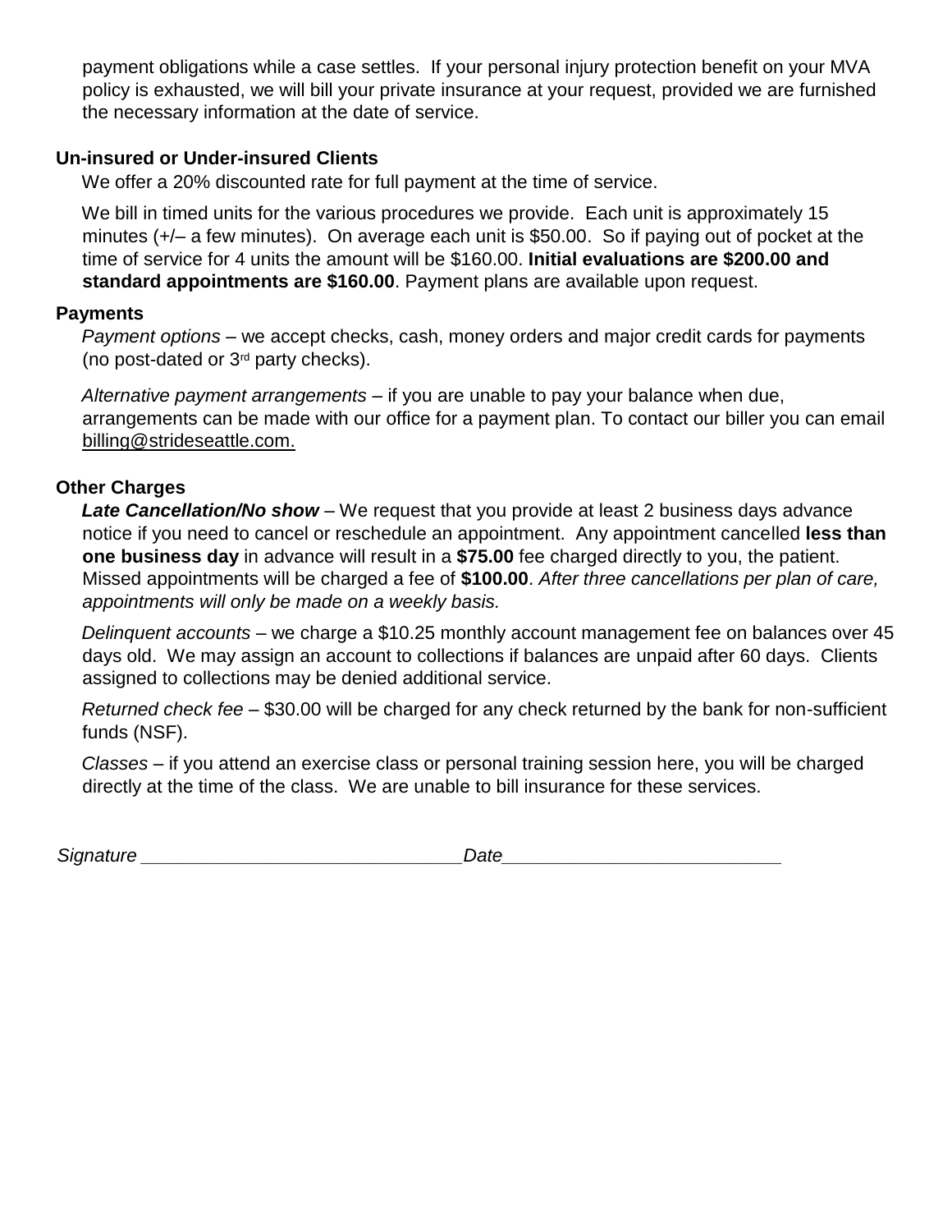payment obligations while a case settles. If your personal injury protection benefit on your MVA policy is exhausted, we will bill your private insurance at your request, provided we are furnished the necessary information at the date of service.

**Un-insured or Under-insured Clients**

We offer a 20% discounted rate for full payment at the time of service.

We bill in timed units for the various procedures we provide. Each unit is approximately 15 minutes (+/– a few minutes). On average each unit is $50.00. So if paying out of pocket at the time of service for 4 units the amount will be $160.00. **Initial evaluations are $200.00 and standard appointments are $160.00**. Payment plans are available upon request.

**Payments**

*Payment options* – we accept checks, cash, money orders and major credit cards for payments (no post-dated or 3rd party checks).

*Alternative payment arrangements* – if you are unable to pay your balance when due, arrangements can be made with our office for a payment plan. To contact our biller you can email billing@strideseattle.com.

**Other Charges**

***Late Cancellation/No show*** – We request that you provide at least 2 business days advance notice if you need to cancel or reschedule an appointment. Any appointment cancelled **less than one business day** in advance will result in a **$75.00** fee charged directly to you, the patient. Missed appointments will be charged a fee of **$100.00**. *After three cancellations per plan of care, appointments will only be made on a weekly basis.*

*Delinquent accounts* – we charge a $10.25 monthly account management fee on balances over 45 days old. We may assign an account to collections if balances are unpaid after 60 days. Clients assigned to collections may be denied additional service.

*Returned check fee* – $30.00 will be charged for any check returned by the bank for non-sufficient funds (NSF).

*Classes* – if you attend an exercise class or personal training session here, you will be charged directly at the time of the class. We are unable to bill insurance for these services.

*Signature* _______________________________ *Date* ___________________________